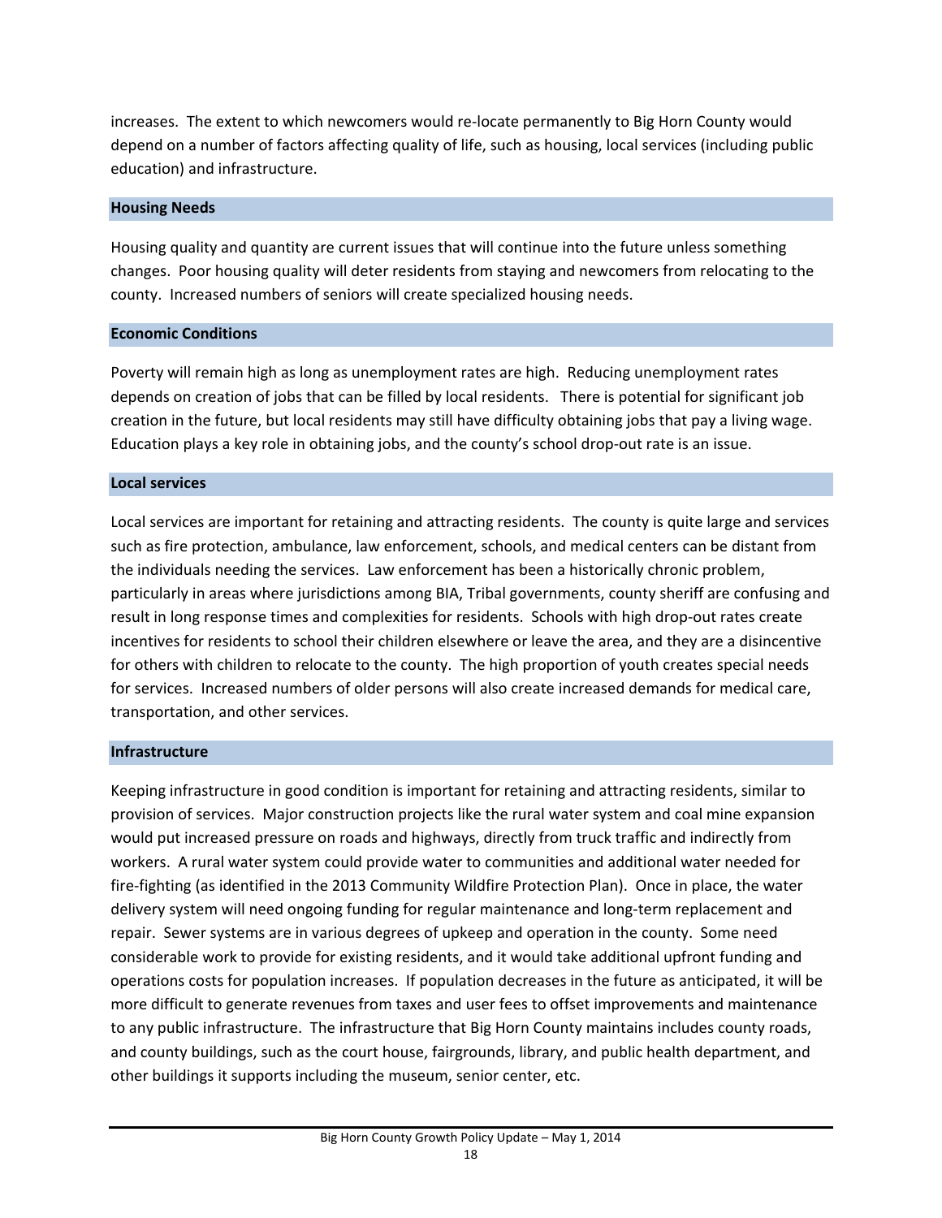increases. The extent to which newcomers would re-locate permanently to Big Horn County would depend on a number of factors affecting quality of life, such as housing, local services (including public education) and infrastructure.

### Housing Needs

Housing quality and quantity are current issues that will continue into the future unless something changes. Poor housing quality will deter residents from staying and newcomers from relocating to the county. Increased numbers of seniors will create specialized housing needs.

### Economic Conditions

Poverty will remain high as long as unemployment rates are high. Reducing unemployment rates depends on creation of jobs that can be filled by local residents. There is potential for significant job creation in the future, but local residents may still have difficulty obtaining jobs that pay a living wage. Education plays a key role in obtaining jobs, and the county's school drop-out rate is an issue.

### Local services

Local services are important for retaining and attracting residents. The county is quite large and services such as fire protection, ambulance, law enforcement, schools, and medical centers can be distant from the individuals needing the services. Law enforcement has been a historically chronic problem, particularly in areas where jurisdictions among BIA, Tribal governments, county sheriff are confusing and result in long response times and complexities for residents. Schools with high drop-out rates create incentives for residents to school their children elsewhere or leave the area, and they are a disincentive for others with children to relocate to the county. The high proportion of youth creates special needs for services. Increased numbers of older persons will also create increased demands for medical care, transportation, and other services.

### Infrastructure

Keeping infrastructure in good condition is important for retaining and attracting residents, similar to provision of services. Major construction projects like the rural water system and coal mine expansion would put increased pressure on roads and highways, directly from truck traffic and indirectly from workers. A rural water system could provide water to communities and additional water needed for fire-fighting (as identified in the 2013 Community Wildfire Protection Plan). Once in place, the water delivery system will need ongoing funding for regular maintenance and long-term replacement and repair. Sewer systems are in various degrees of upkeep and operation in the county. Some need considerable work to provide for existing residents, and it would take additional upfront funding and operations costs for population increases. If population decreases in the future as anticipated, it will be more difficult to generate revenues from taxes and user fees to offset improvements and maintenance to any public infrastructure. The infrastructure that Big Horn County maintains includes county roads, and county buildings, such as the court house, fairgrounds, library, and public health department, and other buildings it supports including the museum, senior center, etc.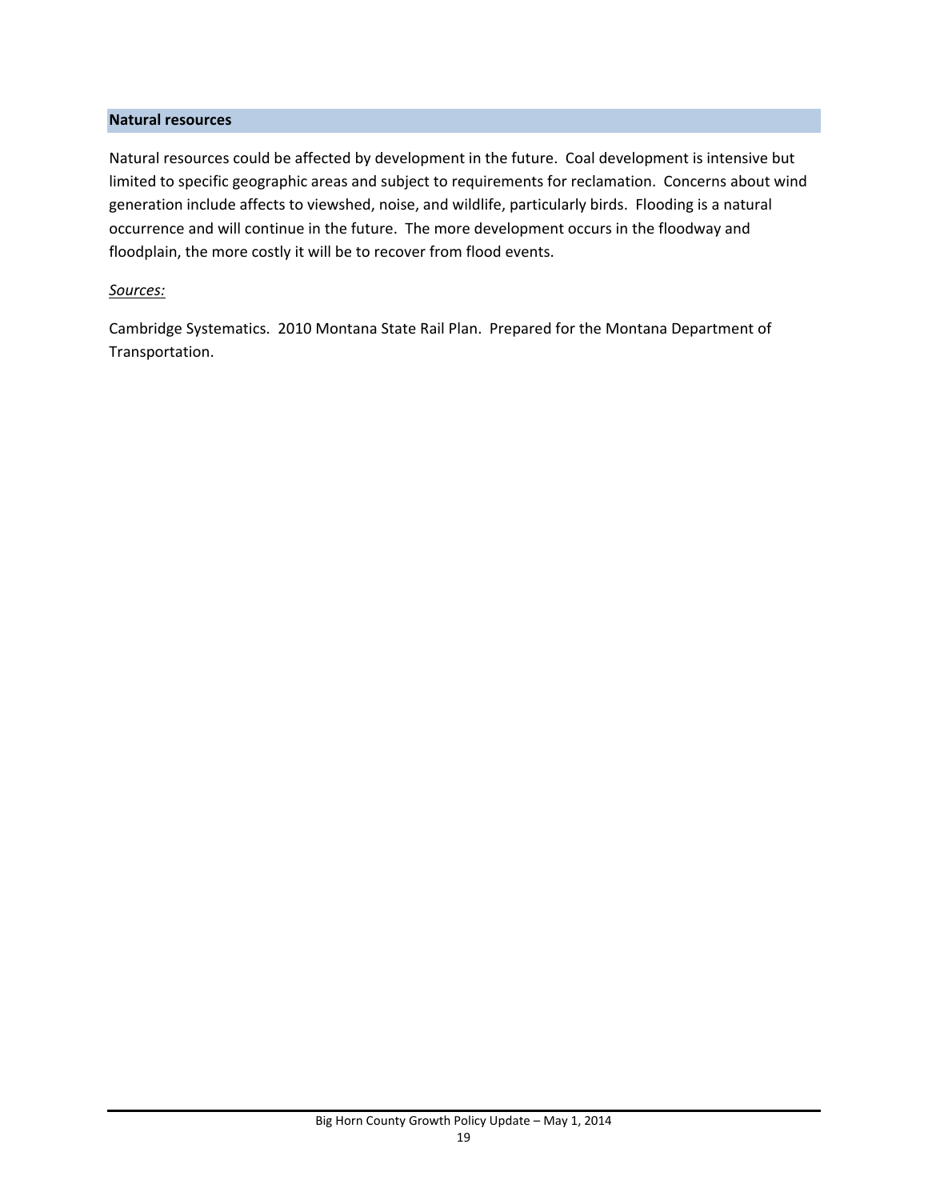## Natural resources

Natural resources could be affected by development in the future. Coal development is intensive but limited to specific geographic areas and subject to requirements for reclamation. Concerns about wind generation include affects to viewshed, noise, and wildlife, particularly birds. Flooding is a natural occurrence and will continue in the future. The more development occurs in the floodway and floodplain, the more costly it will be to recover from flood events.

*Sources:*

Cambridge Systematics. 2010 Montana State Rail Plan. Prepared for the Montana Department of Transportation.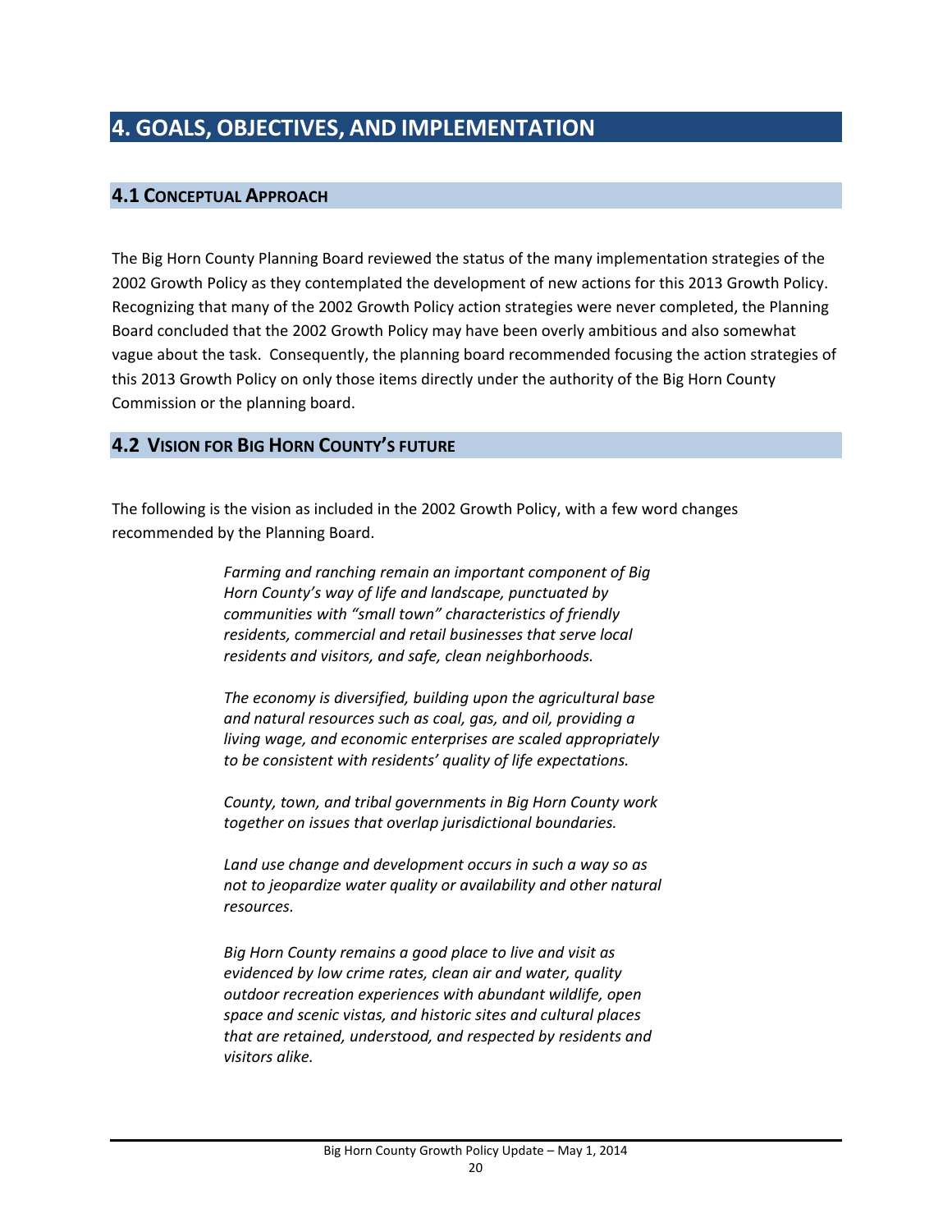# 4. GOALS, OBJECTIVES, AND IMPLEMENTATION

## 4.1 Conceptual Approach

The Big Horn County Planning Board reviewed the status of the many implementation strategies of the 2002 Growth Policy as they contemplated the development of new actions for this 2013 Growth Policy. Recognizing that many of the 2002 Growth Policy action strategies were never completed, the Planning Board concluded that the 2002 Growth Policy may have been overly ambitious and also somewhat vague about the task. Consequently, the planning board recommended focusing the action strategies of this 2013 Growth Policy on only those items directly under the authority of the Big Horn County Commission or the planning board.

## 4.2 Vision for Big Horn County's Future

The following is the vision as included in the 2002 Growth Policy, with a few word changes recommended by the Planning Board.

*Farming and ranching remain an important component of Big Horn County's way of life and landscape, punctuated by communities with "small town" characteristics of friendly residents, commercial and retail businesses that serve local residents and visitors, and safe, clean neighborhoods.*

*The economy is diversified, building upon the agricultural base and natural resources such as coal, gas, and oil, providing a living wage, and economic enterprises are scaled appropriately to be consistent with residents' quality of life expectations.*

*County, town, and tribal governments in Big Horn County work together on issues that overlap jurisdictional boundaries.*

*Land use change and development occurs in such a way so as not to jeopardize water quality or availability and other natural resources.*

*Big Horn County remains a good place to live and visit as evidenced by low crime rates, clean air and water, quality outdoor recreation experiences with abundant wildlife, open space and scenic vistas, and historic sites and cultural places that are retained, understood, and respected by residents and visitors alike.*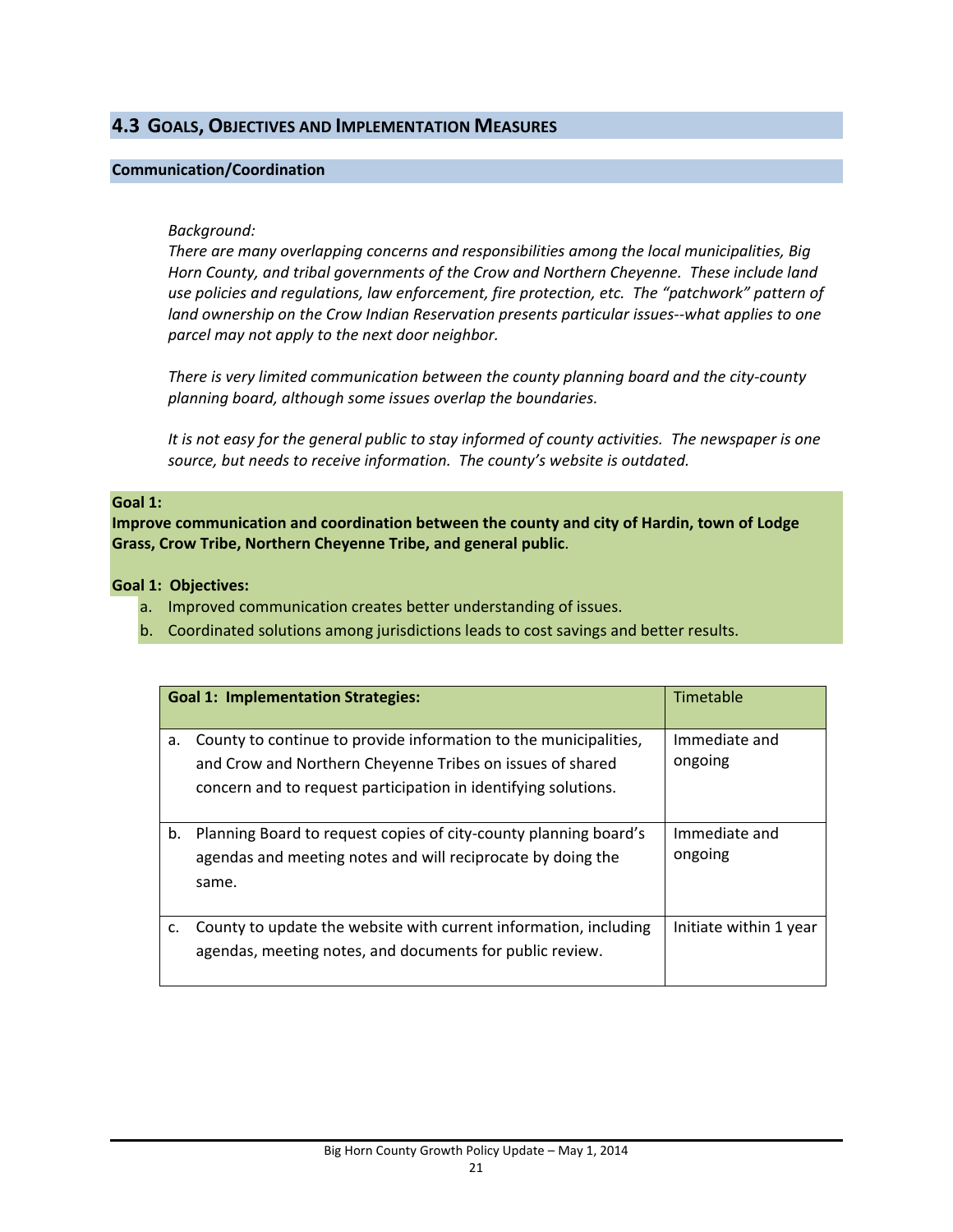## 4.3 Goals, Objectives and Implementation Measures

### Communication/Coordination

*Background:*
*There are many overlapping concerns and responsibilities among the local municipalities, Big Horn County, and tribal governments of the Crow and Northern Cheyenne. These include land use policies and regulations, law enforcement, fire protection, etc. The "patchwork" pattern of land ownership on the Crow Indian Reservation presents particular issues--what applies to one parcel may not apply to the next door neighbor.*

*There is very limited communication between the county planning board and the city-county planning board, although some issues overlap the boundaries.*

*It is not easy for the general public to stay informed of county activities. The newspaper is one source, but needs to receive information. The county's website is outdated.*

**Goal 1:**
**Improve communication and coordination between the county and city of Hardin, town of Lodge Grass, Crow Tribe, Northern Cheyenne Tribe, and general public**.

**Goal 1: Objectives:**

a. Improved communication creates better understanding of issues.
b. Coordinated solutions among jurisdictions leads to cost savings and better results.

| Goal 1: Implementation Strategies: | Timetable |
|---|---|
| a. County to continue to provide information to the municipalities, and Crow and Northern Cheyenne Tribes on issues of shared concern and to request participation in identifying solutions. | Immediate and ongoing |
| b. Planning Board to request copies of city-county planning board's agendas and meeting notes and will reciprocate by doing the same. | Immediate and ongoing |
| c. County to update the website with current information, including agendas, meeting notes, and documents for public review. | Initiate within 1 year |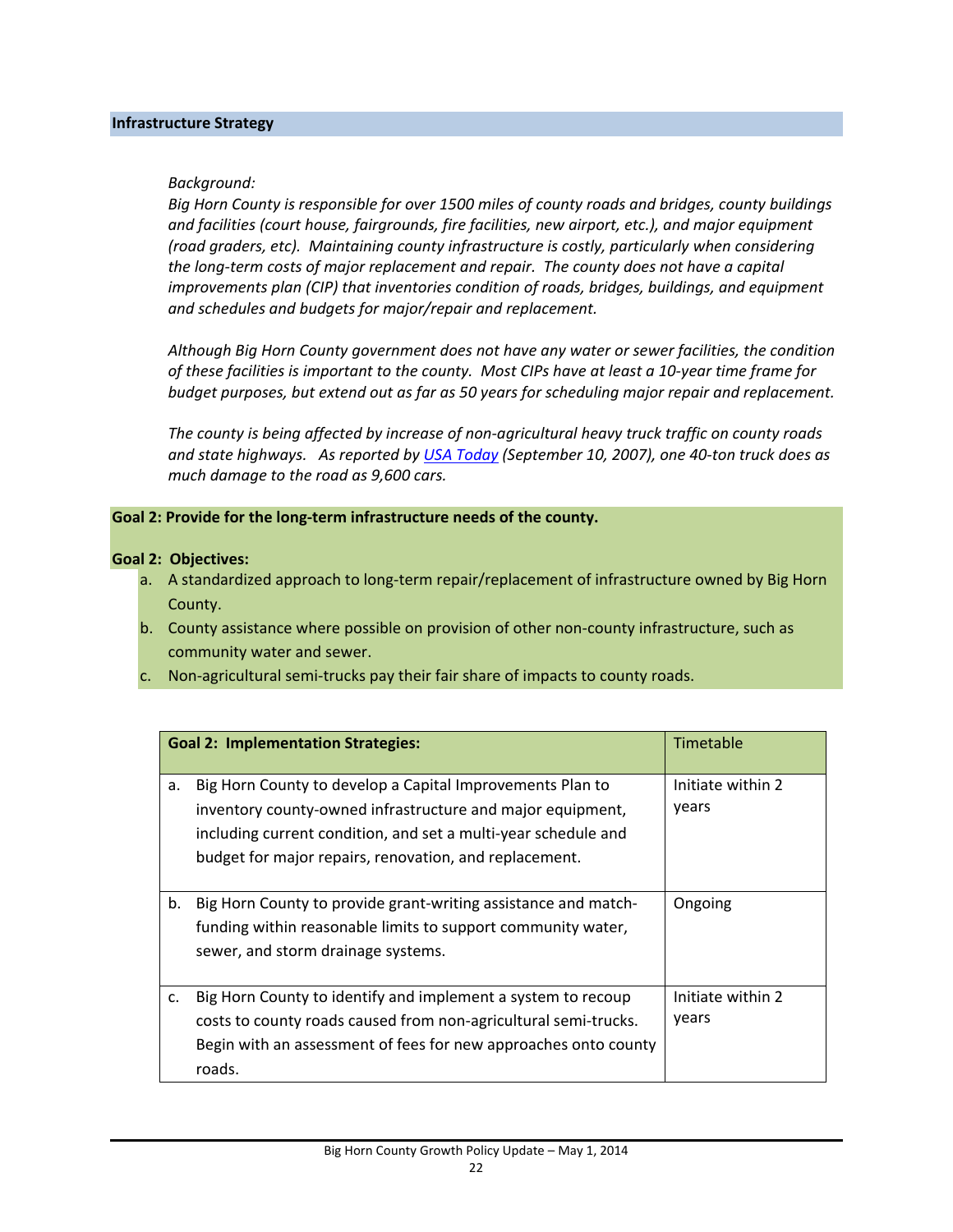## Infrastructure Strategy

*Background:*
*Big Horn County is responsible for over 1500 miles of county roads and bridges, county buildings and facilities (court house, fairgrounds, fire facilities, new airport, etc.), and major equipment (road graders, etc). Maintaining county infrastructure is costly, particularly when considering the long-term costs of major replacement and repair. The county does not have a capital improvements plan (CIP) that inventories condition of roads, bridges, buildings, and equipment and schedules and budgets for major/repair and replacement.*

*Although Big Horn County government does not have any water or sewer facilities, the condition of these facilities is important to the county. Most CIPs have at least a 10-year time frame for budget purposes, but extend out as far as 50 years for scheduling major repair and replacement.*

*The county is being affected by increase of non-agricultural heavy truck traffic on county roads and state highways. As reported by USA Today (September 10, 2007), one 40-ton truck does as much damage to the road as 9,600 cars.*

**Goal 2: Provide for the long-term infrastructure needs of the county.**

**Goal 2: Objectives:**

a. A standardized approach to long-term repair/replacement of infrastructure owned by Big Horn County.
b. County assistance where possible on provision of other non-county infrastructure, such as community water and sewer.
c. Non-agricultural semi-trucks pay their fair share of impacts to county roads.

| **Goal 2: Implementation Strategies:** | Timetable |
|---|---|
| a. Big Horn County to develop a Capital Improvements Plan to inventory county-owned infrastructure and major equipment, including current condition, and set a multi-year schedule and budget for major repairs, renovation, and replacement. | Initiate within 2 years |
| b. Big Horn County to provide grant-writing assistance and match-funding within reasonable limits to support community water, sewer, and storm drainage systems. | Ongoing |
| c. Big Horn County to identify and implement a system to recoup costs to county roads caused from non-agricultural semi-trucks. Begin with an assessment of fees for new approaches onto county roads. | Initiate within 2 years |